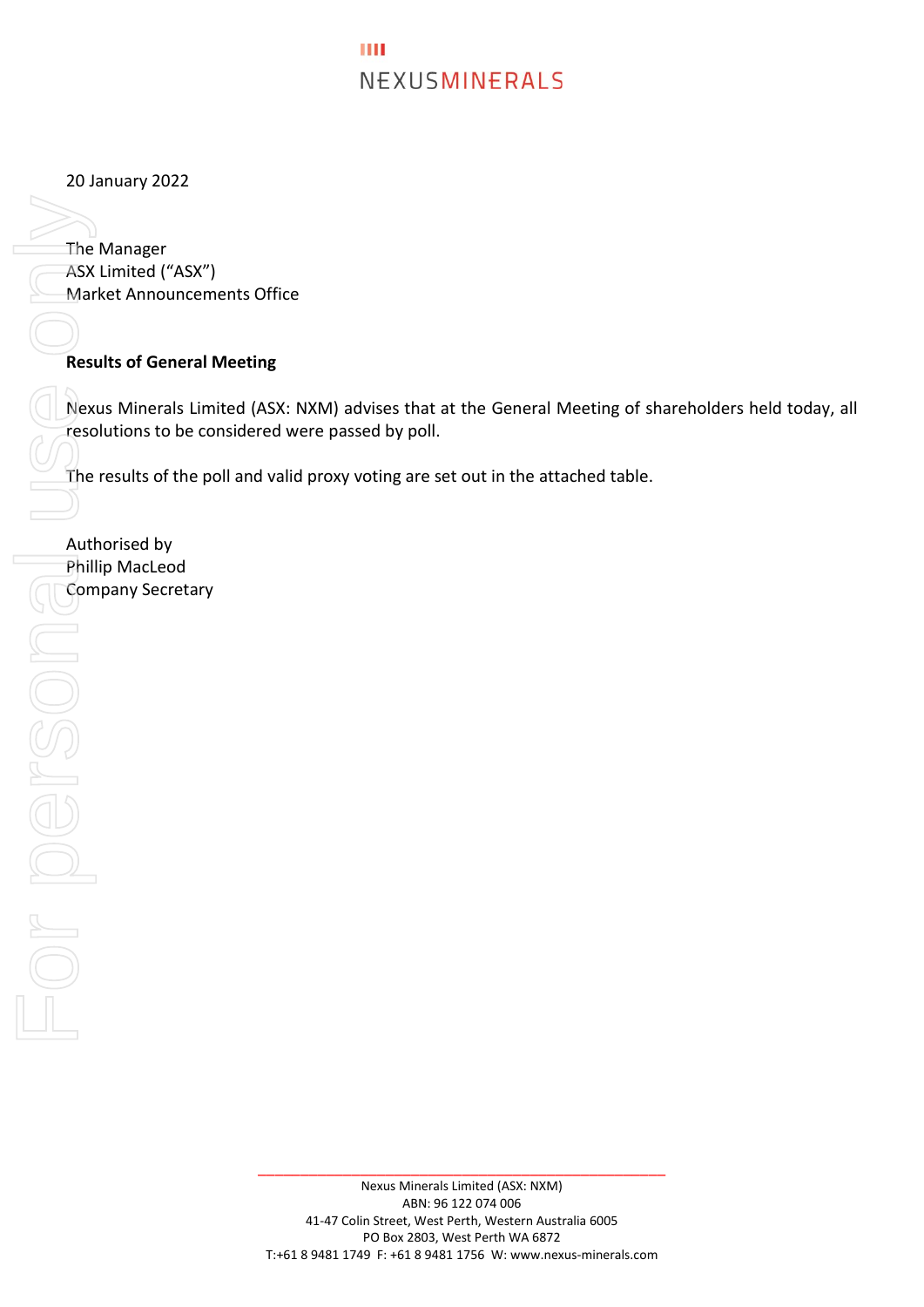NEXUSMINERALS

20 January 2022

The Manager
ASX Limited ("ASX")
Market Announcements Office

**Results of General Meeting**

Nexus Minerals Limited (ASX: NXM) advises that at the General Meeting of shareholders held today, all resolutions to be considered were passed by poll.

The results of the poll and valid proxy voting are set out in the attached table.

Authorised by
Phillip MacLeod
Company Secretary

Nexus Minerals Limited (ASX: NXM)
ABN: 96 122 074 006
41-47 Colin Street, West Perth, Western Australia 6005
PO Box 2803, West Perth WA 6872
T:+61 8 9481 1749 F: +61 8 9481 1756 W: www.nexus-minerals.com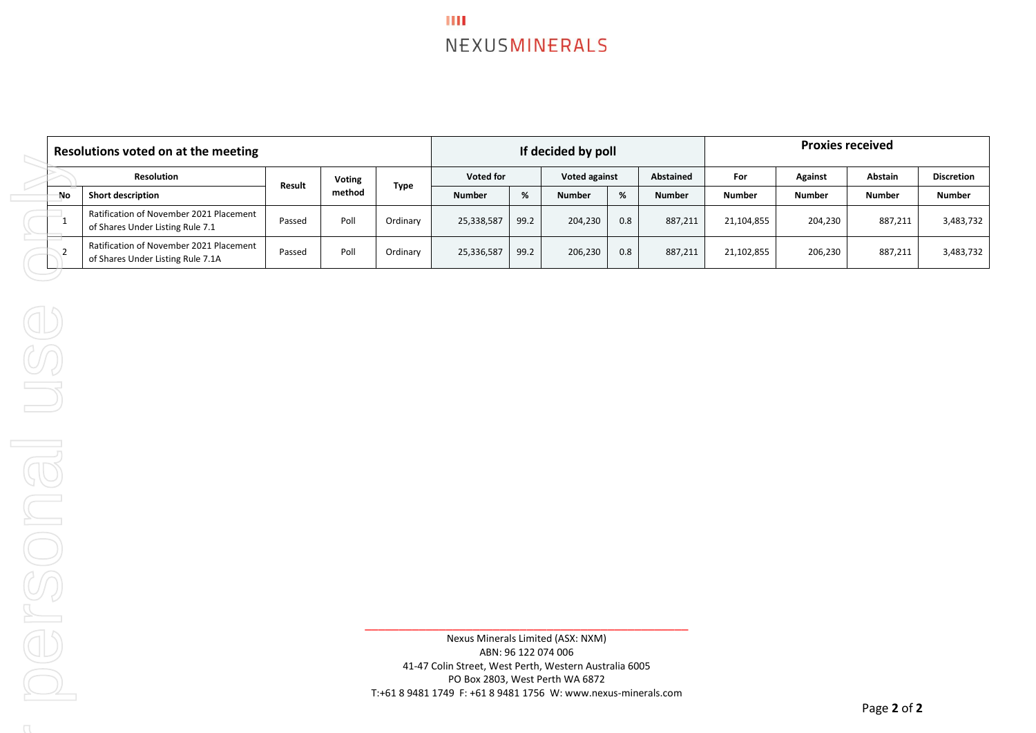NEXUSMINERALS

| Resolutions voted on at the meeting | | | | | If decided by poll | | | | | Proxies received | | | |
|---|---|---|---|---|---|---|---|---|---|---|---|---|---|
| Resolution | | Result | Voting method | Type | Voted for | | Voted against | | Abstained | For | Against | Abstain | Discretion |
| No | Short description | | | | Number | % | Number | % | Number | Number | Number | Number | Number |
| 1 | Ratification of November 2021 Placement of Shares Under Listing Rule 7.1 | Passed | Poll | Ordinary | 25,338,587 | 99.2 | 204,230 | 0.8 | 887,211 | 21,104,855 | 204,230 | 887,211 | 3,483,732 |
| 2 | Ratification of November 2021 Placement of Shares Under Listing Rule 7.1A | Passed | Poll | Ordinary | 25,336,587 | 99.2 | 206,230 | 0.8 | 887,211 | 21,102,855 | 206,230 | 887,211 | 3,483,732 |

Nexus Minerals Limited (ASX: NXM)
ABN: 96 122 074 006
41-47 Colin Street, West Perth, Western Australia 6005
PO Box 2803, West Perth WA 6872
T:+61 8 9481 1749 F: +61 8 9481 1756 W: www.nexus-minerals.com